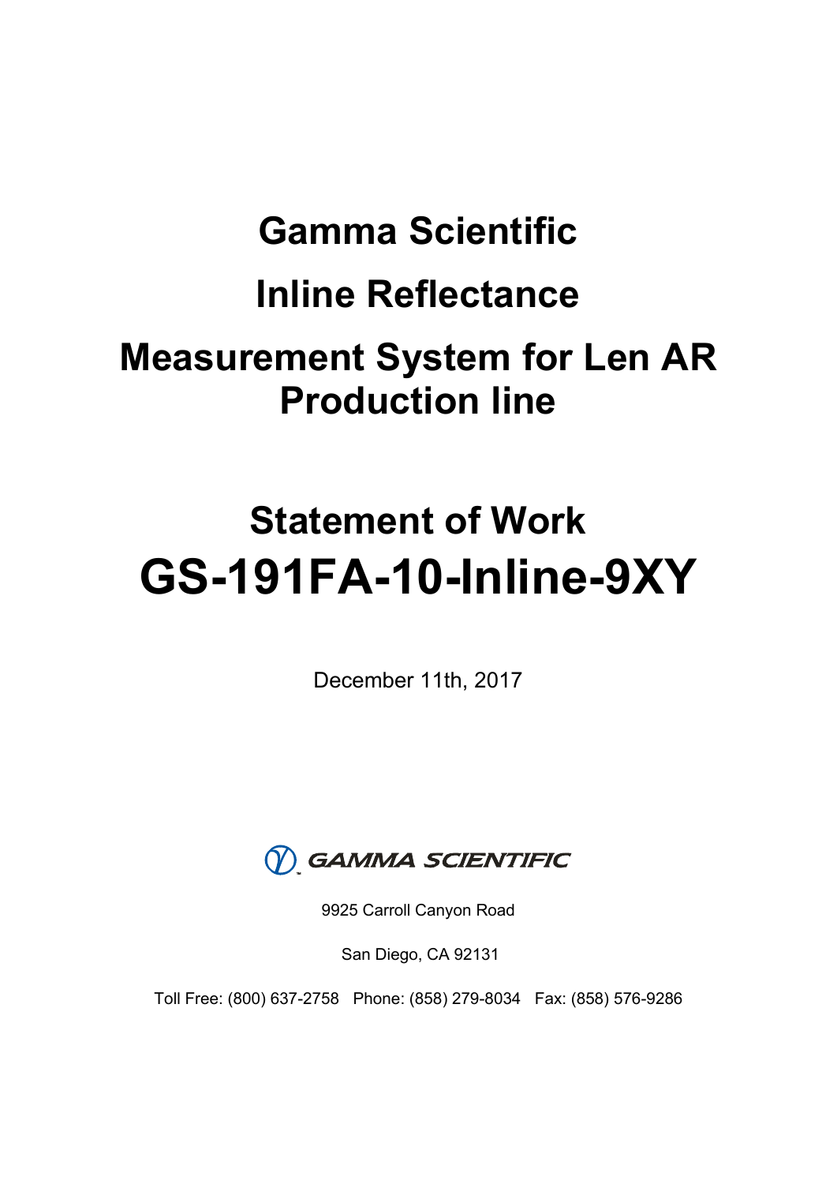# Gamma Scientific

# Inline Reflectance

# Measurement System for Len AR Production line

# Statement of Work

# GS-191FA-10-Inline-9XY

December 11th, 2017

GAMMA SCIENTIFIC

9925 Carroll Canyon Road

San Diego, CA 92131

Toll Free: (800) 637-2758 Phone: (858) 279-8034 Fax: (858) 576-9286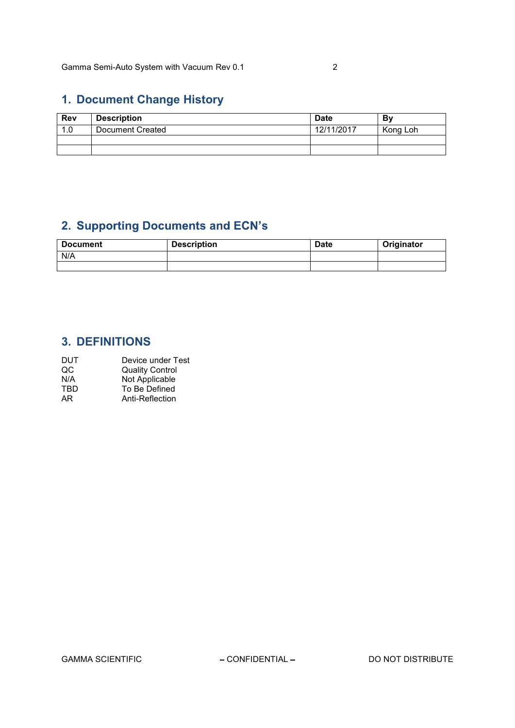## 1. Document Change History

| Rev | Description | Date | By |
|---|---|---|---|
| 1.0 | Document Created | 12/11/2017 | Kong Loh |
| | | | |
| | | | |

## 2. Supporting Documents and ECN's

| Document | Description | Date | Originator |
|---|---|---|---|
| N/A | | | |
| | | | |

## 3. DEFINITIONS

| | |
|---|---|
| DUT | Device under Test |
| QC | Quality Control |
| N/A | Not Applicable |
| TBD | To Be Defined |
| AR | Anti-Reflection |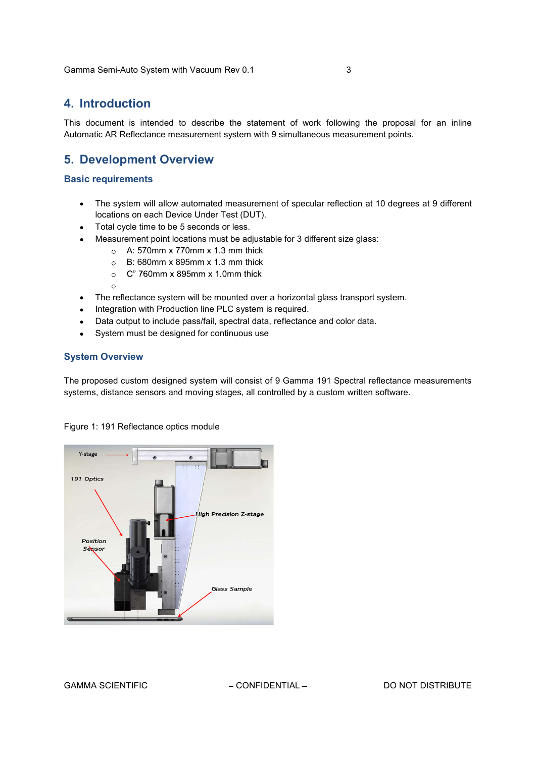# 4. Introduction

This document is intended to describe the statement of work following the proposal for an inline Automatic AR Reflectance measurement system with 9 simultaneous measurement points.

# 5. Development Overview

## Basic requirements

- The system will allow automated measurement of specular reflection at 10 degrees at 9 different locations on each Device Under Test (DUT).
- Total cycle time to be 5 seconds or less.
- Measurement point locations must be adjustable for 3 different size glass:
  - A: 570mm x 770mm x 1.3 mm thick
  - B: 680mm x 895mm x 1.3 mm thick
  - C" 760mm x 895mm x 1.0mm thick
  - 
- The reflectance system will be mounted over a horizontal glass transport system.
- Integration with Production line PLC system is required.
- Data output to include pass/fail, spectral data, reflectance and color data.
- System must be designed for continuous use

## System Overview

The proposed custom designed system will consist of 9 Gamma 191 Spectral reflectance measurements systems, distance sensors and moving stages, all controlled by a custom written software.

Figure 1: 191 Reflectance optics module

Y-stage

191 Optics

High Precision Z-stage

Position Sensor

Glass Sample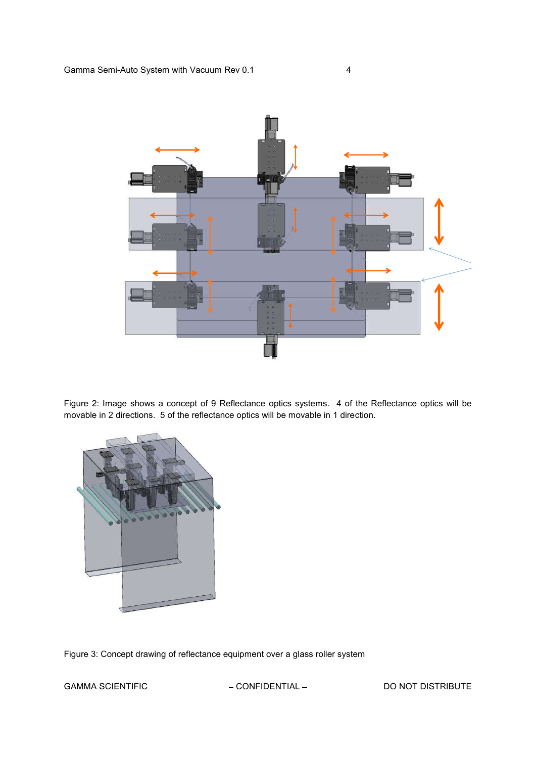Figure 2: Image shows a concept of 9 Reflectance optics systems. 4 of the Reflectance optics will be movable in 2 directions. 5 of the reflectance optics will be movable in 1 direction.

Figure 3: Concept drawing of reflectance equipment over a glass roller system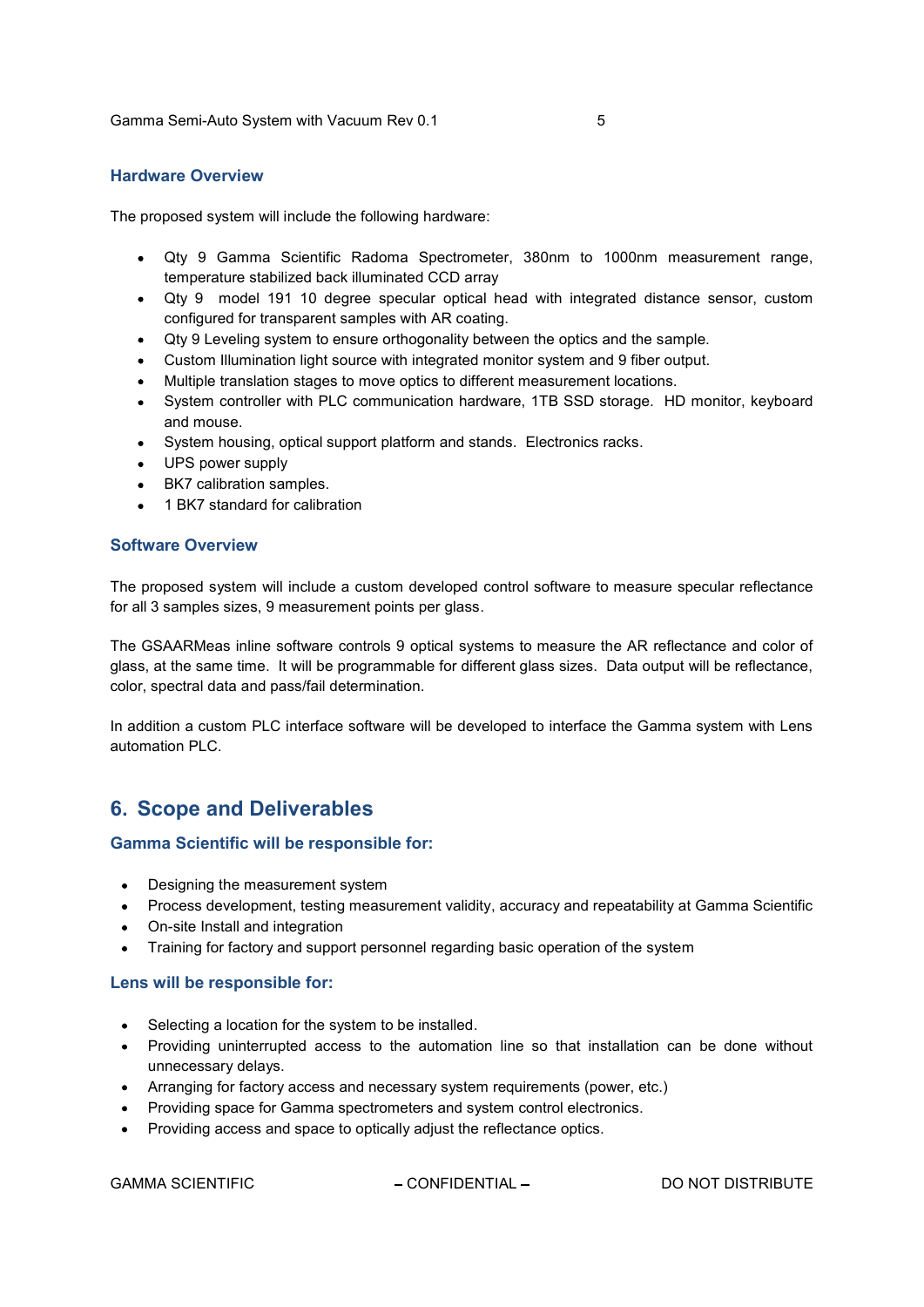### Hardware Overview

The proposed system will include the following hardware:

- Qty 9 Gamma Scientific Radoma Spectrometer, 380nm to 1000nm measurement range, temperature stabilized back illuminated CCD array
- Qty 9 model 191 10 degree specular optical head with integrated distance sensor, custom configured for transparent samples with AR coating.
- Qty 9 Leveling system to ensure orthogonality between the optics and the sample.
- Custom Illumination light source with integrated monitor system and 9 fiber output.
- Multiple translation stages to move optics to different measurement locations.
- System controller with PLC communication hardware, 1TB SSD storage. HD monitor, keyboard and mouse.
- System housing, optical support platform and stands. Electronics racks.
- UPS power supply
- BK7 calibration samples.
- 1 BK7 standard for calibration

### Software Overview

The proposed system will include a custom developed control software to measure specular reflectance for all 3 samples sizes, 9 measurement points per glass.

The GSAARMeas inline software controls 9 optical systems to measure the AR reflectance and color of glass, at the same time. It will be programmable for different glass sizes. Data output will be reflectance, color, spectral data and pass/fail determination.

In addition a custom PLC interface software will be developed to interface the Gamma system with Lens automation PLC.

## 6. Scope and Deliverables

### Gamma Scientific will be responsible for:

- Designing the measurement system
- Process development, testing measurement validity, accuracy and repeatability at Gamma Scientific
- On-site Install and integration
- Training for factory and support personnel regarding basic operation of the system

### Lens will be responsible for:

- Selecting a location for the system to be installed.
- Providing uninterrupted access to the automation line so that installation can be done without unnecessary delays.
- Arranging for factory access and necessary system requirements (power, etc.)
- Providing space for Gamma spectrometers and system control electronics.
- Providing access and space to optically adjust the reflectance optics.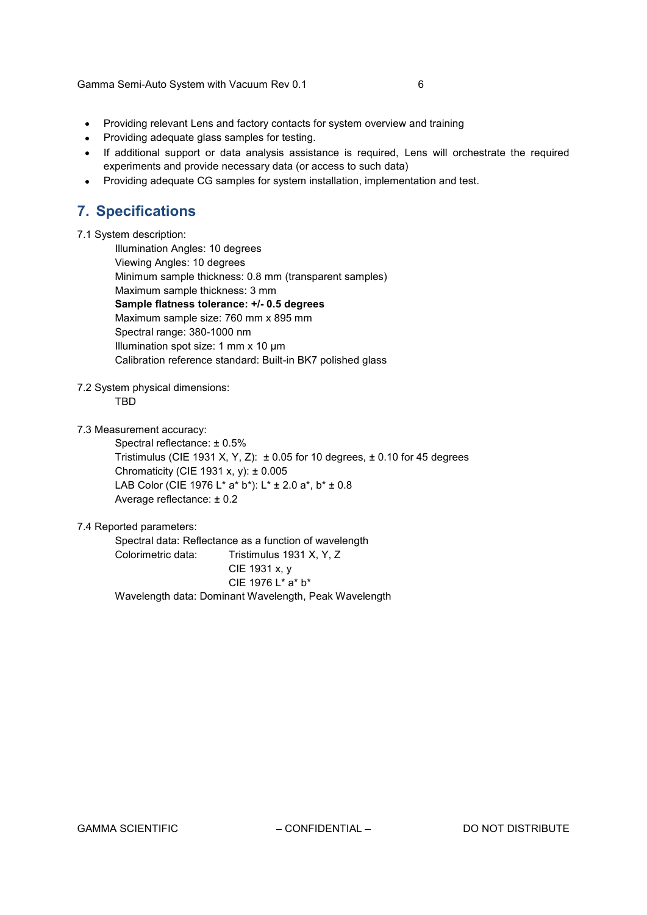- Providing relevant Lens and factory contacts for system overview and training
- Providing adequate glass samples for testing.
- If additional support or data analysis assistance is required, Lens will orchestrate the required experiments and provide necessary data (or access to such data)
- Providing adequate CG samples for system installation, implementation and test.

## 7. Specifications

7.1 System description:

Illumination Angles: 10 degrees
Viewing Angles: 10 degrees
Minimum sample thickness: 0.8 mm (transparent samples)
Maximum sample thickness: 3 mm
**Sample flatness tolerance: +/- 0.5 degrees**
Maximum sample size: 760 mm x 895 mm
Spectral range: 380-1000 nm
Illumination spot size: 1 mm x 10 µm
Calibration reference standard: Built-in BK7 polished glass

7.2 System physical dimensions:

TBD

7.3 Measurement accuracy:

Spectral reflectance: ± 0.5%
Tristimulus (CIE 1931 X, Y, Z): ± 0.05 for 10 degrees, ± 0.10 for 45 degrees
Chromaticity (CIE 1931 x, y): ± 0.005
LAB Color (CIE 1976 L* a* b*): L* ± 2.0 a*, b* ± 0.8
Average reflectance: ± 0.2

7.4 Reported parameters:

Spectral data: Reflectance as a function of wavelength
Colorimetric data: Tristimulus 1931 X, Y, Z
CIE 1931 x, y
CIE 1976 L* a* b*
Wavelength data: Dominant Wavelength, Peak Wavelength